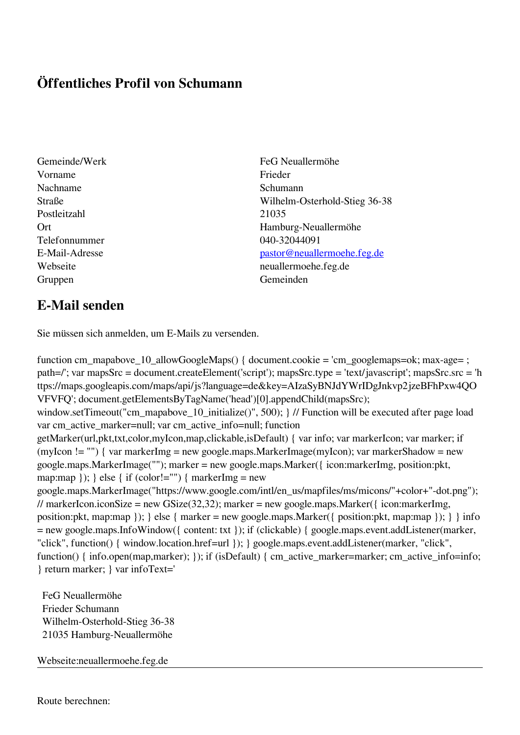# Öffentliches Profil von Schumann

| | |
|---|---|
| Gemeinde/Werk | FeG Neuallermöhe |
| Vorname | Frieder |
| Nachname | Schumann |
| Straße | Wilhelm-Osterhold-Stieg 36-38 |
| Postleitzahl | 21035 |
| Ort | Hamburg-Neuallermöhe |
| Telefonnummer | 040-32044091 |
| E-Mail-Adresse | pastor@neuallermoehe.feg.de |
| Webseite | neuallermoehe.feg.de |
| Gruppen | Gemeinden |

## E-Mail senden

Sie müssen sich anmelden, um E-Mails zu versenden.

```
function cm_mapabove_10_allowGoogleMaps() { document.cookie = 'cm_googlemaps=ok; max-age= ; path=/'; var mapsSrc = document.createElement('script'); mapsSrc.type = 'text/javascript'; mapsSrc.src = 'https://maps.googleapis.com/maps/api/js?language=de&key=AIzaSyBNJdYWrIDgJnkvp2jzeBFhPxw4QOVFVFQ'; document.getElementsByTagName('head')[0].appendChild(mapsSrc); window.setTimeout("cm_mapabove_10_initialize()", 500); } // Function will be executed after page load var cm_active_marker=null; var cm_active_info=null; function getMarker(url,pkt,txt,color,myIcon,map,clickable,isDefault) { var info; var markerIcon; var marker; if (myIcon != "") { var markerImg = new google.maps.MarkerImage(myIcon); var markerShadow = new google.maps.MarkerImage(""); marker = new google.maps.Marker({ icon:markerImg, position:pkt, map:map }); } else { if (color!="") { markerImg = new google.maps.MarkerImage("https://www.google.com/intl/en_us/mapfiles/ms/micons/"+color+"-dot.png"); // markerIcon.iconSize = new GSize(32,32); marker = new google.maps.Marker({ icon:markerImg, position:pkt, map:map }); } else { marker = new google.maps.Marker({ position:pkt, map:map }); } } info = new google.maps.InfoWindow({ content: txt }); if (clickable) { google.maps.event.addListener(marker, "click", function() { window.location.href=url }); } google.maps.event.addListener(marker, "click", function() { info.open(map,marker); }); if (isDefault) { cm_active_marker=marker; cm_active_info=info; } return marker; } var infoText='
```

FeG Neuallermöhe
Frieder Schumann
Wilhelm-Osterhold-Stieg 36-38
21035 Hamburg-Neuallermöhe

Webseite:neuallermoehe.feg.de

---

Route berechnen: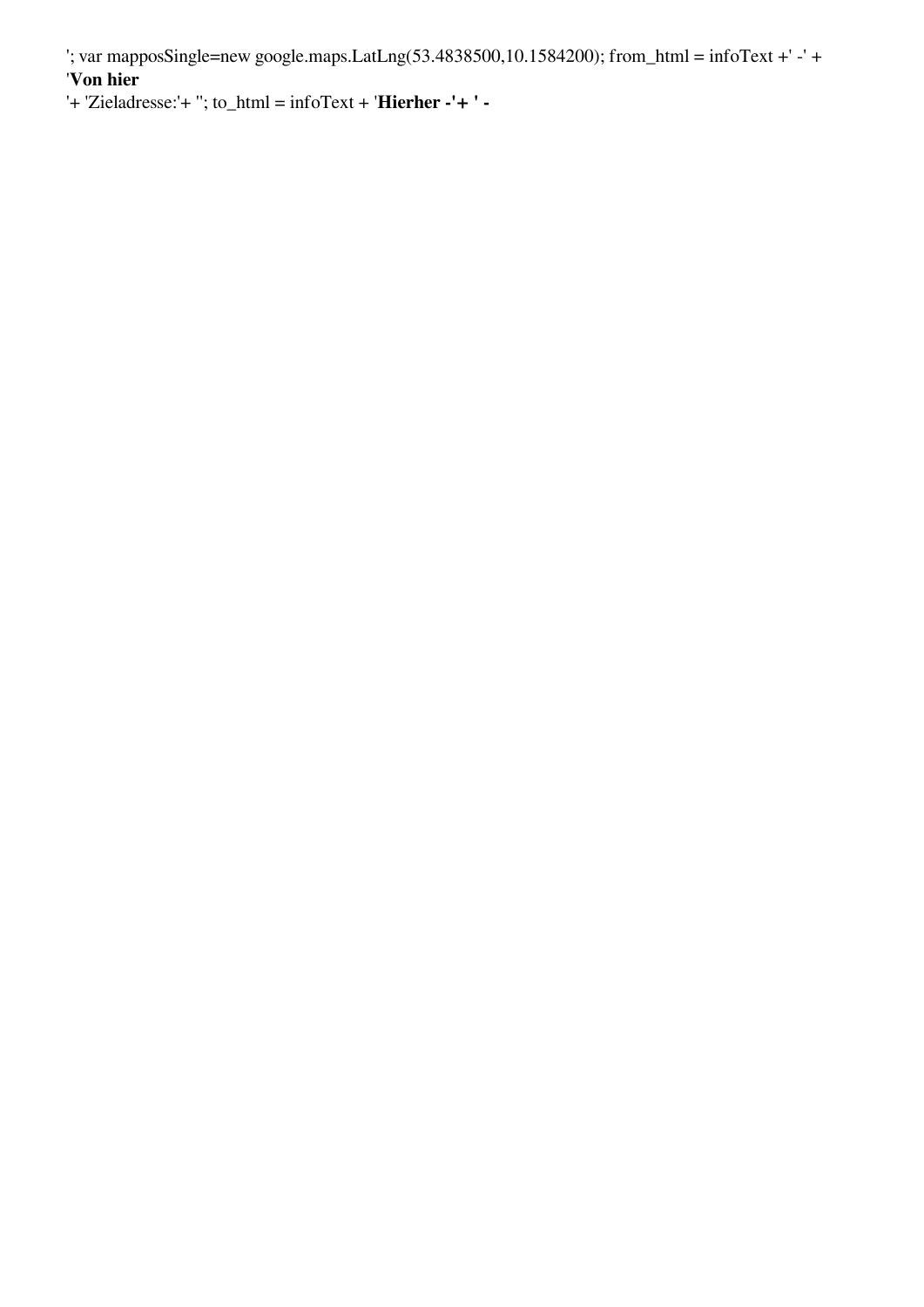'; var mapposSingle=new google.maps.LatLng(53.4838500,10.1584200); from_html = infoText +' -' +
'**Von hier**
'+ 'Zieladresse:'+ ''; to_html = infoText + '**Hierher -'+ ' -**